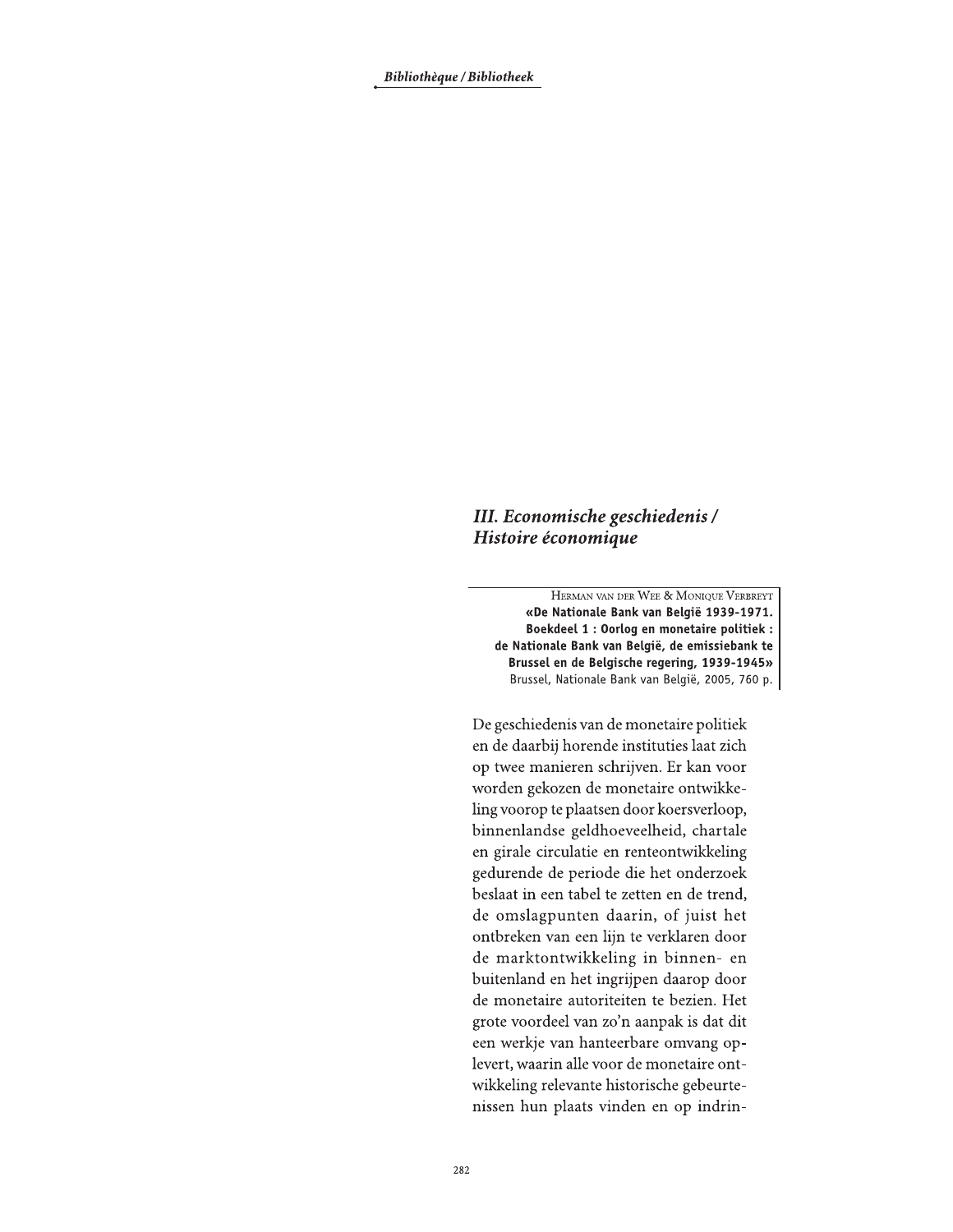## III. Economische geschiedenis / Histoire économique

Herman van der Wee & Monique Verbreyt
**«De Nationale Bank van België 1939-1971. Boekdeel 1 : Oorlog en monetaire politiek : de Nationale Bank van België, de emissiebank te Brussel en de Belgische regering, 1939-1945»**
Brussel, Nationale Bank van België, 2005, 760 p.

De geschiedenis van de monetaire politiek en de daarbij horende instituties laat zich op twee manieren schrijven. Er kan voor worden gekozen de monetaire ontwikkeling voorop te plaatsen door koersverloop, binnenlandse geldhoeveelheid, chartale en girale circulatie en renteontwikkeling gedurende de periode die het onderzoek beslaat in een tabel te zetten en de trend, de omslagpunten daarin, of juist het ontbreken van een lijn te verklaren door de marktontwikkeling in binnen- en buitenland en het ingrijpen daarop door de monetaire autoriteiten te bezien. Het grote voordeel van zo'n aanpak is dat dit een werkje van hanteerbare omvang oplevert, waarin alle voor de monetaire ontwikkeling relevante historische gebeurtenissen hun plaats vinden en op indrin-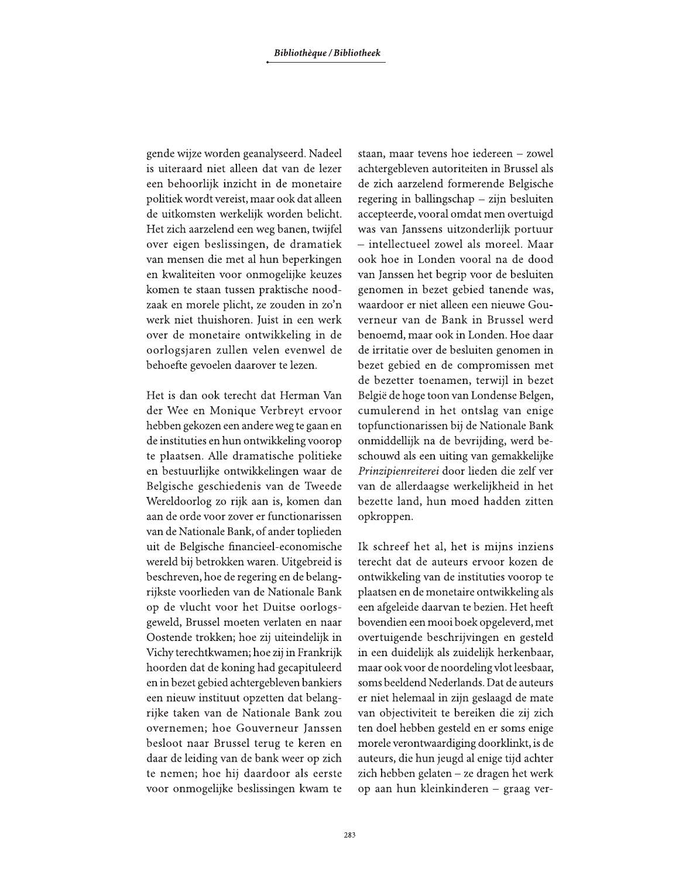gende wijze worden geanalyseerd. Nadeel is uiteraard niet alleen dat van de lezer een behoorlijk inzicht in de monetaire politiek wordt vereist, maar ook dat alleen de uitkomsten werkelijk worden belicht. Het zich aarzelend een weg banen, twijfel over eigen beslissingen, de dramatiek van mensen die met al hun beperkingen en kwaliteiten voor onmogelijke keuzes komen te staan tussen praktische noodzaak en morele plicht, ze zouden in zo'n werk niet thuishoren. Juist in een werk over de monetaire ontwikkeling in de oorlogsjaren zullen velen evenwel de behoefte gevoelen daarover te lezen.

Het is dan ook terecht dat Herman Van der Wee en Monique Verbreyt ervoor hebben gekozen een andere weg te gaan en de instituties en hun ontwikkeling voorop te plaatsen. Alle dramatische politieke en bestuurlijke ontwikkelingen waar de Belgische geschiedenis van de Tweede Wereldoorlog zo rijk aan is, komen dan aan de orde voor zover er functionarissen van de Nationale Bank, of ander toplieden uit de Belgische financieel-economische wereld bij betrokken waren. Uitgebreid is beschreven, hoe de regering en de belangrijkste voorlieden van de Nationale Bank op de vlucht voor het Duitse oorlogsgeweld, Brussel moeten verlaten en naar Oostende trokken; hoe zij uiteindelijk in Vichy terechtkwamen; hoe zij in Frankrijk hoorden dat de koning had gecapituleerd en in bezet gebied achtergebleven bankiers een nieuw instituut opzetten dat belangrijke taken van de Nationale Bank zou overnemen; hoe Gouverneur Janssen besloot naar Brussel terug te keren en daar de leiding van de bank weer op zich te nemen; hoe hij daardoor als eerste voor onmogelijke beslissingen kwam te staan, maar tevens hoe iedereen – zowel achtergebleven autoriteiten in Brussel als de zich aarzelend formerende Belgische regering in ballingschap – zijn besluiten accepteerde, vooral omdat men overtuigd was van Janssens uitzonderlijk portuur – intellectueel zowel als moreel. Maar ook hoe in Londen vooral na de dood van Janssen het begrip voor de besluiten genomen in bezet gebied tanende was, waardoor er niet alleen een nieuwe Gouverneur van de Bank in Brussel werd benoemd, maar ook in Londen. Hoe daar de irritatie over de besluiten genomen in bezet gebied en de compromissen met de bezetter toenamen, terwijl in bezet België de hoge toon van Londense Belgen, cumulerend in het ontslag van enige topfunctionarissen bij de Nationale Bank onmiddellijk na de bevrijding, werd beschouwd als een uiting van gemakkelijke *Prinzipienreiterei* door lieden die zelf ver van de allerdaagse werkelijkheid in het bezette land, hun moed hadden zitten opkroppen.

Ik schreef het al, het is mijns inziens terecht dat de auteurs ervoor kozen de ontwikkeling van de instituties voorop te plaatsen en de monetaire ontwikkeling als een afgeleide daarvan te bezien. Het heeft bovendien een mooi boek opgeleverd, met overtuigende beschrijvingen en gesteld in een duidelijk als zuidelijk herkenbaar, maar ook voor de noordeling vlot leesbaar, soms beeldend Nederlands. Dat de auteurs er niet helemaal in zijn geslaagd de mate van objectiviteit te bereiken die zij zich ten doel hebben gesteld en er soms enige morele verontwaardiging doorklinkt, is de auteurs, die hun jeugd al enige tijd achter zich hebben gelaten – ze dragen het werk op aan hun kleinkinderen – graag ver-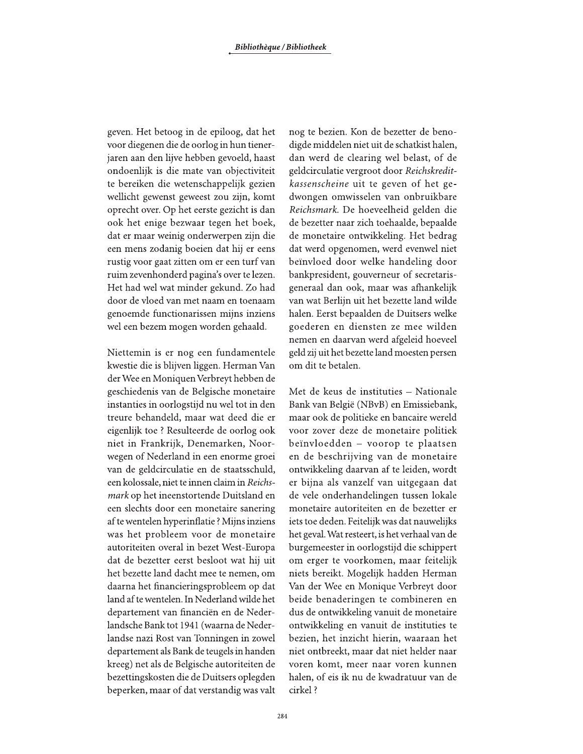geven. Het betoog in de epiloog, dat het voor diegenen die de oorlog in hun tienerjaren aan den lijve hebben gevoeld, haast ondoenlijk is die mate van objectiviteit te bereiken die wetenschappelijk gezien wellicht gewenst geweest zou zijn, komt oprecht over. Op het eerste gezicht is dan ook het enige bezwaar tegen het boek, dat er maar weinig onderwerpen zijn die een mens zodanig boeien dat hij er eens rustig voor gaat zitten om er een turf van ruim zevenhonderd pagina's over te lezen. Het had wel wat minder gekund. Zo had door de vloed van met naam en toenaam genoemde functionarissen mijns inziens wel een bezem mogen worden gehaald.

Niettemin is er nog een fundamentele kwestie die is blijven liggen. Herman Van der Wee en Moniquen Verbreyt hebben de geschiedenis van de Belgische monetaire instanties in oorlogstijd nu wel tot in den treure behandeld, maar wat deed die er eigenlijk toe ? Resulteerde de oorlog ook niet in Frankrijk, Denemarken, Noorwegen of Nederland in een enorme groei van de geldcirculatie en de staatsschuld, een kolossale, niet te innen claim in *Reichsmark* op het ineenstortende Duitsland en een slechts door een monetaire sanering af te wentelen hyperinflatie ? Mijns inziens was het probleem voor de monetaire autoriteiten overal in bezet West-Europa dat de bezetter eerst besloot wat hij uit het bezette land dacht mee te nemen, om daarna het financieringsprobleem op dat land af te wentelen. In Nederland wilde het departement van financiën en de Nederlandsche Bank tot 1941 (waarna de Nederlandse nazi Rost van Tonningen in zowel departement als Bank de teugels in handen kreeg) net als de Belgische autoriteiten de bezettingskosten die de Duitsers oplegden beperken, maar of dat verstandig was valt nog te bezien. Kon de bezetter de benodigde middelen niet uit de schatkist halen, dan werd de clearing wel belast, of de geldcirculatie vergroot door *Reichskreditkassenscheine* uit te geven of het gedwongen omwisselen van onbruikbare *Reichsmark*. De hoeveelheid gelden die de bezetter naar zich toehaalde, bepaalde de monetaire ontwikkeling. Het bedrag dat werd opgenomen, werd evenwel niet beïnvloed door welke handeling door bankpresident, gouverneur of secretaris-generaal dan ook, maar was afhankelijk van wat Berlijn uit het bezette land wilde halen. Eerst bepaalden de Duitsers welke goederen en diensten ze mee wilden nemen en daarvan werd afgeleid hoeveel geld zij uit het bezette land moesten persen om dit te betalen.

Met de keus de instituties – Nationale Bank van België (NBvB) en Emissiebank, maar ook de politieke en bancaire wereld voor zover deze de monetaire politiek beïnvloedden – voorop te plaatsen en de beschrijving van de monetaire ontwikkeling daarvan af te leiden, wordt er bijna als vanzelf van uitgegaan dat de vele onderhandelingen tussen lokale monetaire autoriteiten en de bezetter er iets toe deden. Feitelijk was dat nauwelijks het geval. Wat resteert, is het verhaal van de burgemeester in oorlogstijd die schippert om erger te voorkomen, maar feitelijk niets bereikt. Mogelijk hadden Herman Van der Wee en Monique Verbreyt door beide benaderingen te combineren en dus de ontwikkeling vanuit de monetaire ontwikkeling en vanuit de instituties te bezien, het inzicht hierin, waaraan het niet ontbreekt, maar dat niet helder naar voren komt, meer naar voren kunnen halen, of eis ik nu de kwadratuur van de cirkel ?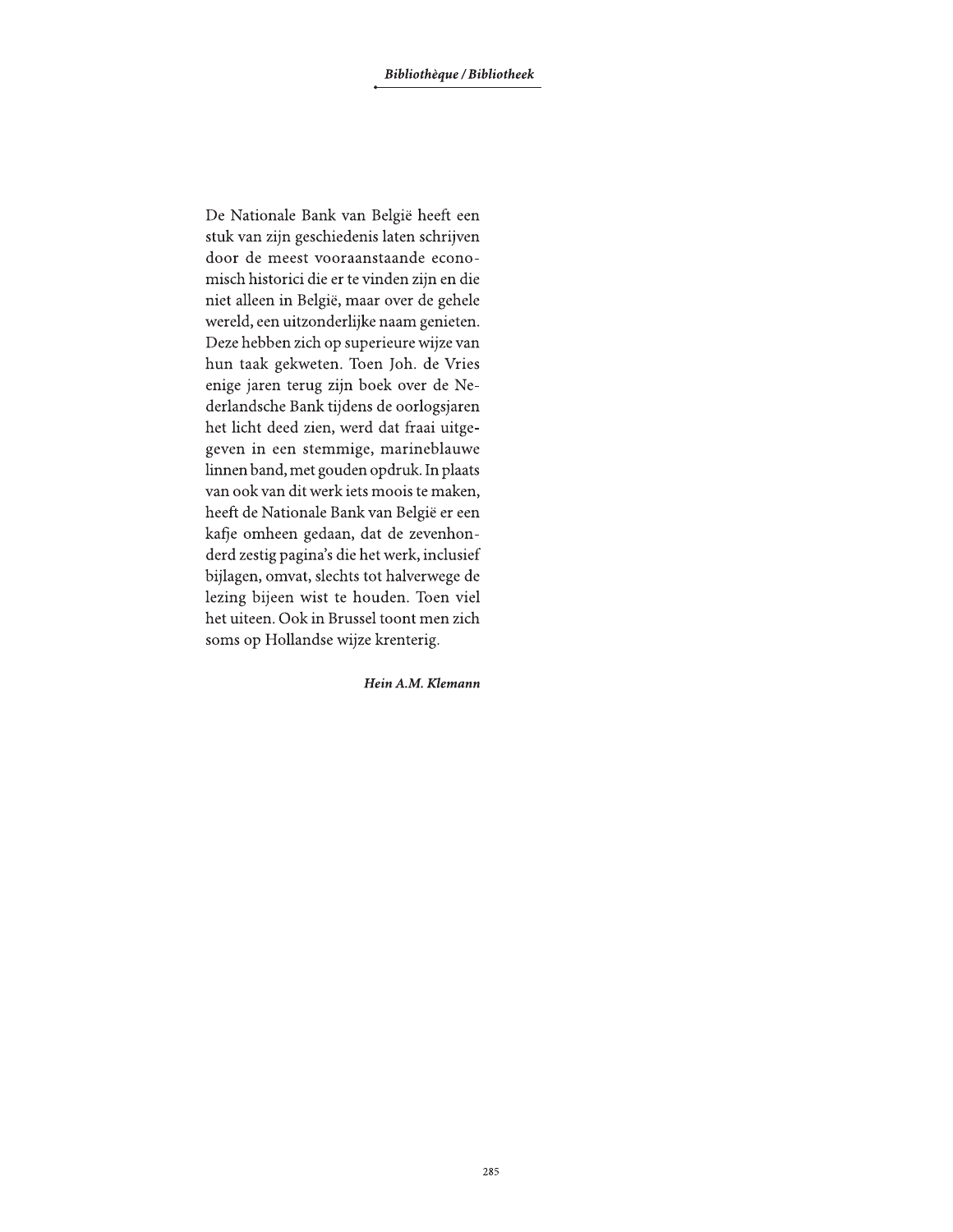De Nationale Bank van België heeft een stuk van zijn geschiedenis laten schrijven door de meest vooraanstaande economisch historici die er te vinden zijn en die niet alleen in België, maar over de gehele wereld, een uitzonderlijke naam genieten. Deze hebben zich op superieure wijze van hun taak gekweten. Toen Joh. de Vries enige jaren terug zijn boek over de Nederlandsche Bank tijdens de oorlogsjaren het licht deed zien, werd dat fraai uitgegeven in een stemmige, marineblauwe linnen band, met gouden opdruk. In plaats van ook van dit werk iets moois te maken, heeft de Nationale Bank van België er een kafje omheen gedaan, dat de zevenhonderd zestig pagina's die het werk, inclusief bijlagen, omvat, slechts tot halverwege de lezing bijeen wist te houden. Toen viel het uiteen. Ook in Brussel toont men zich soms op Hollandse wijze krenterig.

***Hein A.M. Klemann***